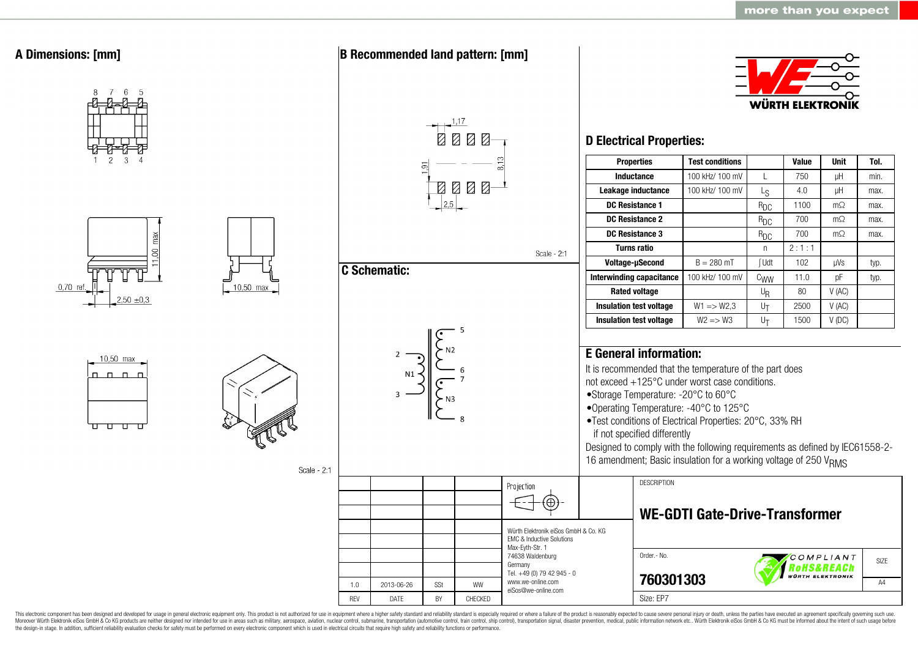more than you expect

## A Dimensions: [mm]

Scale - 2:1

## B Recommended land pattern: [mm]

Scale - 2:1

## C Schematic:

## D Electrical Properties:

| Properties | Test conditions | | Value | Unit | Tol. |
|---|---|---|---|---|---|
| Inductance | 100 kHz/ 100 mV | L | 750 | µH | min. |
| Leakage inductance | 100 kHz/ 100 mV | $L_S$ | 4.0 | µH | max. |
| DC Resistance 1 | | $R_{DC}$ | 1100 | mΩ | max. |
| DC Resistance 2 | | $R_{DC}$ | 700 | mΩ | max. |
| DC Resistance 3 | | $R_{DC}$ | 700 | mΩ | max. |
| Turns ratio | | n | 2 : 1 : 1 | | |
| Voltage-µSecond | B = 280 mT | ∫Udt | 102 | µVs | typ. |
| Interwinding capacitance | 100 kHz/ 100 mV | $C_{WW}$ | 11.0 | pF | typ. |
| Rated voltage | | $U_R$ | 80 | V (AC) | |
| Insulation test voltage | W1 => W2,3 | $U_T$ | 2500 | V (AC) | |
| Insulation test voltage | W2 => W3 | $U_T$ | 1500 | V (DC) | |

## E General information:

It is recommended that the temperature of the part does not exceed +125°C under worst case conditions.

- Storage Temperature: -20°C to 60°C
- Operating Temperature: -40°C to 125°C
- Test conditions of Electrical Properties: 20°C, 33% RH if not specified differently

Designed to comply with the following requirements as defined by IEC61558-2-16 amendment; Basic insulation for a working voltage of 250 $V_{RMS}$

| REV | DATE | BY | CHECKED |
|---|---|---|---|
| 1.0 | 2013-06-26 | SSt | WW |

Projection

Würth Elektronik eiSos GmbH & Co. KG
EMC & Inductive Solutions
Max-Eyth-Str. 1
74638 Waldenburg
Germany
Tel. +49 (0) 79 42 945 - 0
www.we-online.com
eiSos@we-online.com

DESCRIPTION

**WE-GDTI Gate-Drive-Transformer**

Order.- No.

**760301303**

Size: EP7

SIZE A4

This electronic component has been designed and developed for usage in general electronic equipment only. This product is not authorized for use in equipment where a higher safety standard and reliability standard is especially required or where a failure of the product is reasonably expected to cause severe personal injury or death, unless the parties have executed an agreement specifically governing such use. Moreover Würth Elektronik eiSos GmbH & Co KG products are neither designed nor intended for use in areas such as military, aerospace, aviation, nuclear control, submarine, transportation (automotive control, train control, ship control), transportation signal, disaster prevention, medical, public information network etc.. Würth Elektronik eiSos GmbH & Co KG must be informed about the intent of such usage before the design-in stage. In addition, sufficient reliability evaluation checks for safety must be performed on every electronic component which is used in electrical circuits that require high safety and reliability functions or performance.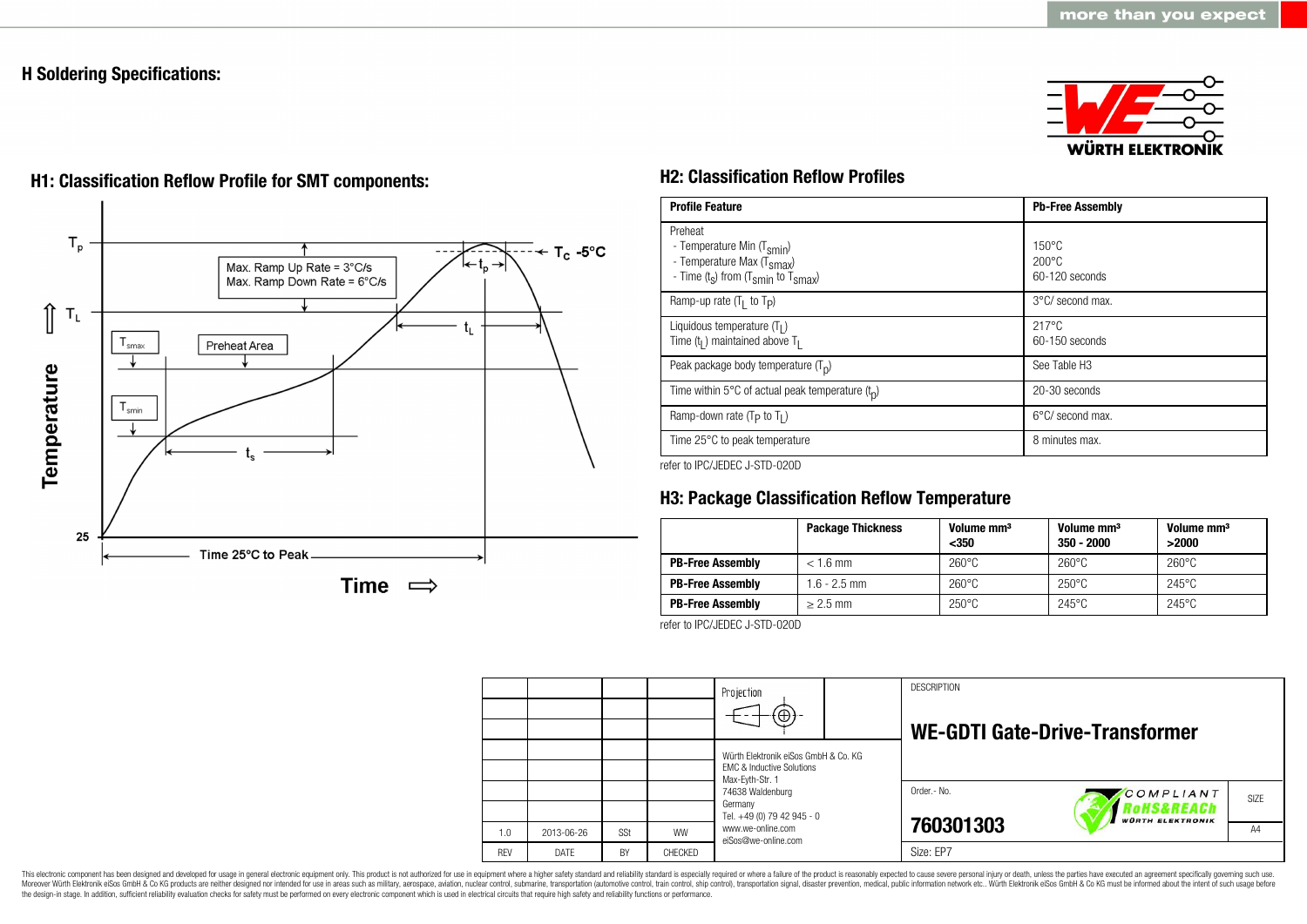# H Soldering Specifications:

## H1: Classification Reflow Profile for SMT components:

$T_p$

$T_L$

$T_{smax}$

$T_{smin}$

Max. Ramp Up Rate = 3°C/s
Max. Ramp Down Rate = 6°C/s

Preheat Area

$T_C$ -5°C

$t_p$

$t_L$

$t_s$

Temperature

25

Time 25°C to Peak

Time ⇨

## H2: Classification Reflow Profiles

| Profile Feature | Pb-Free Assembly |
|---|---|
| Preheat<br>- Temperature Min ($T_{smin}$)<br>- Temperature Max ($T_{smax}$)<br>- Time ($t_s$) from ($T_{smin}$ to $T_{smax}$) | <br>150°C<br>200°C<br>60-120 seconds |
| Ramp-up rate ($T_L$ to $T_P$) | 3°C/ second max. |
| Liquidous temperature ($T_L$)<br>Time ($t_L$) maintained above $T_L$ | 217°C<br>60-150 seconds |
| Peak package body temperature ($T_p$) | See Table H3 |
| Time within 5°C of actual peak temperature ($t_p$) | 20-30 seconds |
| Ramp-down rate ($T_P$ to $T_L$) | 6°C/ second max. |
| Time 25°C to peak temperature | 8 minutes max. |

refer to IPC/JEDEC J-STD-020D

## H3: Package Classification Reflow Temperature

| | Package Thickness | Volume mm³ <350 | Volume mm³ 350 - 2000 | Volume mm³ >2000 |
|---|---|---|---|---|
| **PB-Free Assembly** | < 1.6 mm | 260°C | 260°C | 260°C |
| **PB-Free Assembly** | 1.6 - 2.5 mm | 260°C | 250°C | 245°C |
| **PB-Free Assembly** | ≥ 2.5 mm | 250°C | 245°C | 245°C |

refer to IPC/JEDEC J-STD-020D

| | | | | Projection |
|---|---|---|---|---|
| 1.0 | 2013-06-26 | SSt | WW | |
| REV | DATE | BY | CHECKED | |

Würth Elektronik eiSos GmbH & Co. KG
EMC & Inductive Solutions
Max-Eyth-Str. 1
74638 Waldenburg
Germany
Tel. +49 (0) 79 42 945 - 0
www.we-online.com
eiSos@we-online.com

DESCRIPTION

**WE-GDTI Gate-Drive-Transformer**

Order.- No.

**760301303**

COMPLIANT RoHS&REACh WÜRTH ELEKTRONIK

SIZE A4

Size: EP7

This electronic component has been designed and developed for usage in general electronic equipment only. This product is not authorized for use in equipment where a higher safety standard and reliability standard is especially required or where a failure of the product is reasonably expected to cause severe personal injury or death, unless the parties have executed an agreement specifically governing such use. Moreover Würth Elektronik eiSos GmbH & Co KG products are neither designed nor intended for use in areas such as military, aerospace, aviation, nuclear control, submarine, transportation (automotive control, train control, ship control), transportation signal, disaster prevention, medical, public information network etc.. Würth Elektronik eiSos GmbH & Co KG must be informed about the intent of such usage before the design-in stage. In addition, sufficient reliability evaluation checks for safety must be performed on every electronic component which is used in electrical circuits that require high safety and reliability functions or performance.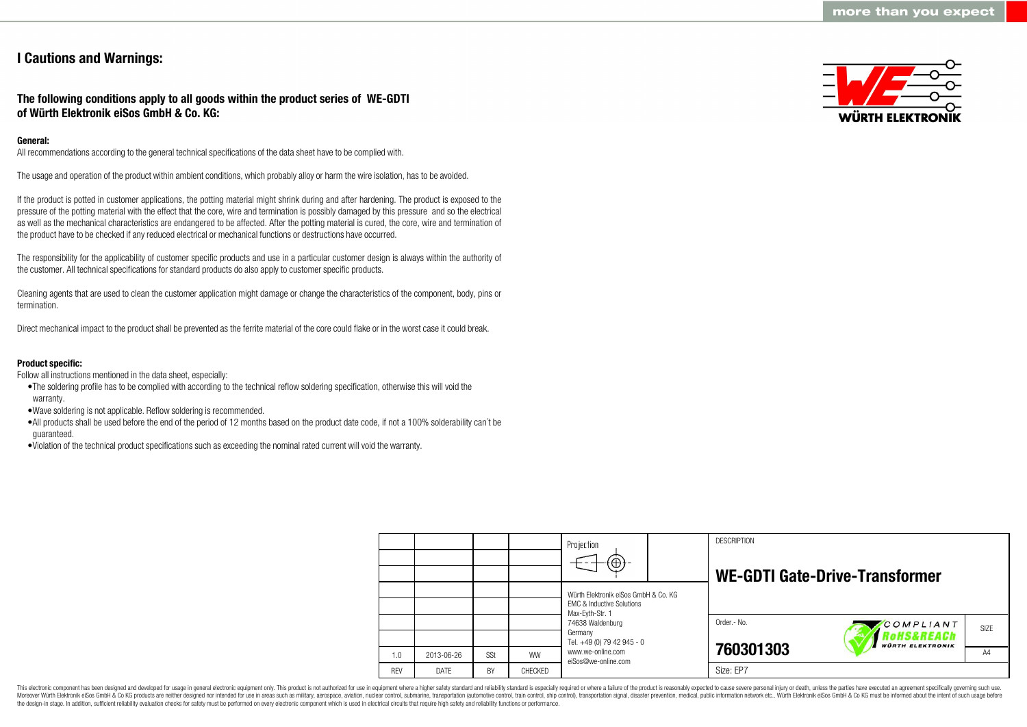# I Cautions and Warnings:

## The following conditions apply to all goods within the product series of WE-GDTI of Würth Elektronik eiSos GmbH & Co. KG:

**General:**

All recommendations according to the general technical specifications of the data sheet have to be complied with.

The usage and operation of the product within ambient conditions, which probably alloy or harm the wire isolation, has to be avoided.

If the product is potted in customer applications, the potting material might shrink during and after hardening. The product is exposed to the pressure of the potting material with the effect that the core, wire and termination is possibly damaged by this pressure and so the electrical as well as the mechanical characteristics are endangered to be affected. After the potting material is cured, the core, wire and termination of the product have to be checked if any reduced electrical or mechanical functions or destructions have occurred.

The responsibility for the applicability of customer specific products and use in a particular customer design is always within the authority of the customer. All technical specifications for standard products do also apply to customer specific products.

Cleaning agents that are used to clean the customer application might damage or change the characteristics of the component, body, pins or termination.

Direct mechanical impact to the product shall be prevented as the ferrite material of the core could flake or in the worst case it could break.

**Product specific:**

Follow all instructions mentioned in the data sheet, especially:

- The soldering profile has to be complied with according to the technical reflow soldering specification, otherwise this will void the warranty.
- Wave soldering is not applicable. Reflow soldering is recommended.
- All products shall be used before the end of the period of 12 months based on the product date code, if not a 100% solderability can´t be guaranteed.
- Violation of the technical product specifications such as exceeding the nominal rated current will void the warranty.

| | | | | Projection | DESCRIPTION |
|---|---|---|---|---|---|
| | | | | | **WE-GDTI Gate-Drive-Transformer** |
| | | | | Würth Elektronik eiSos GmbH & Co. KG<br>EMC & Inductive Solutions<br>Max-Eyth-Str. 1<br>74638 Waldenburg<br>Germany<br>Tel. +49 (0) 79 42 945 - 0<br>www.we-online.com<br>eiSos@we-online.com | Order.- No. **760301303** — SIZE A4 |
| 1.0 | 2013-06-26 | SSt | WW | | |
| REV | DATE | BY | CHECKED | | Size: EP7 |

This electronic component has been designed and developed for usage in general electronic equipment only. This product is not authorized for use in equipment where a higher safety standard and reliability standard is especially required or where a failure of the product is reasonably expected to cause severe personal injury or death, unless the parties have executed an agreement specifically governing such use. Moreover Würth Elektronik eiSos GmbH & Co KG products are neither designed nor intended for use in areas such as military, aerospace, aviation, nuclear control, submarine, transportation (automotive control, train control, ship control), transportation signal, disaster prevention, medical, public information network etc.. Würth Elektronik eiSos GmbH & Co KG must be informed about the intent of such usage before the design-in stage. In addition, sufficient reliability evaluation checks for safety must be performed on every electronic component which is used in electrical circuits that require high safety and reliability functions or performance.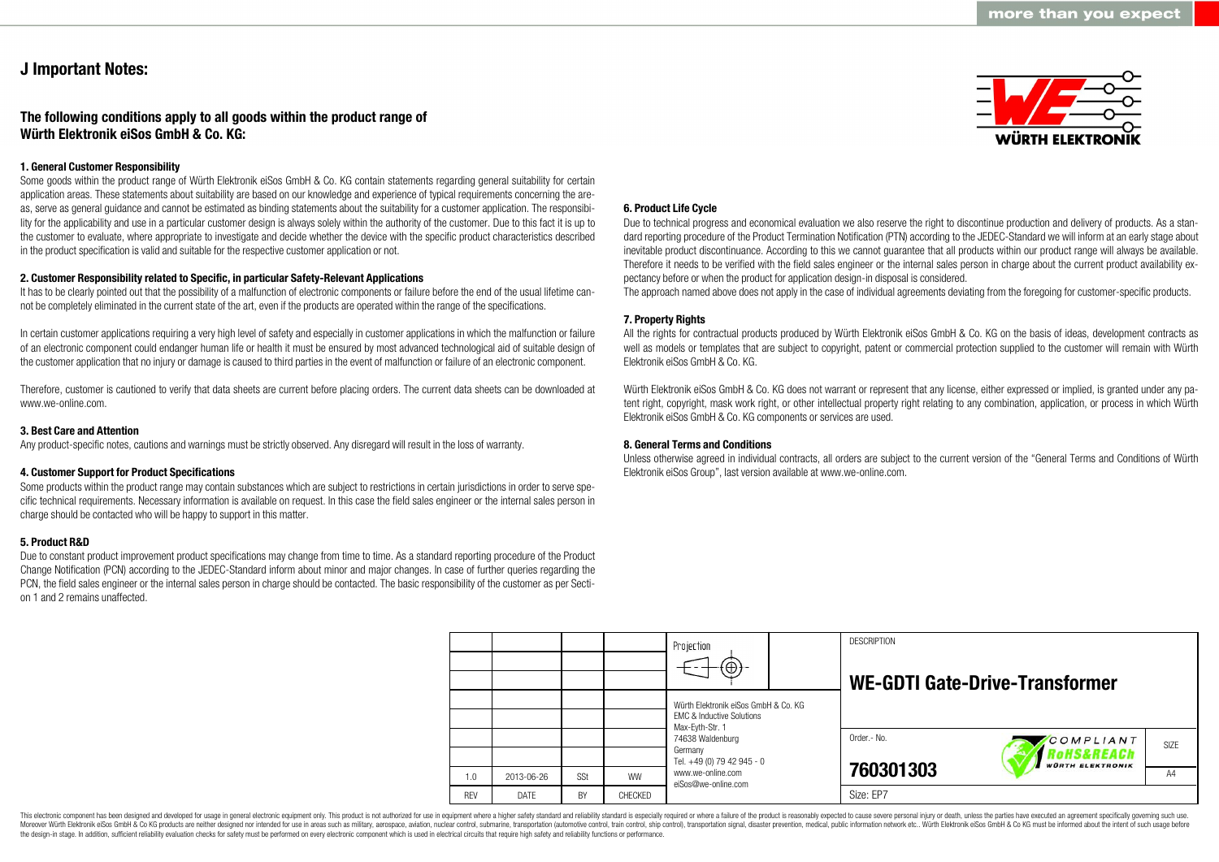## J Important Notes:

### The following conditions apply to all goods within the product range of Würth Elektronik eiSos GmbH & Co. KG:

**1. General Customer Responsibility**

Some goods within the product range of Würth Elektronik eiSos GmbH & Co. KG contain statements regarding general suitability for certain application areas. These statements about suitability are based on our knowledge and experience of typical requirements concerning the areas, serve as general guidance and cannot be estimated as binding statements about the suitability for a customer application. The responsibility for the applicability and use in a particular customer design is always solely within the authority of the customer. Due to this fact it is up to the customer to evaluate, where appropriate to investigate and decide whether the device with the specific product characteristics described in the product specification is valid and suitable for the respective customer application or not.

**2. Customer Responsibility related to Specific, in particular Safety-Relevant Applications**

It has to be clearly pointed out that the possibility of a malfunction of electronic components or failure before the end of the usual lifetime cannot be completely eliminated in the current state of the art, even if the products are operated within the range of the specifications.

In certain customer applications requiring a very high level of safety and especially in customer applications in which the malfunction or failure of an electronic component could endanger human life or health it must be ensured by most advanced technological aid of suitable design of the customer application that no injury or damage is caused to third parties in the event of malfunction or failure of an electronic component.

Therefore, customer is cautioned to verify that data sheets are current before placing orders. The current data sheets can be downloaded at www.we-online.com.

**3. Best Care and Attention**

Any product-specific notes, cautions and warnings must be strictly observed. Any disregard will result in the loss of warranty.

**4. Customer Support for Product Specifications**

Some products within the product range may contain substances which are subject to restrictions in certain jurisdictions in order to serve specific technical requirements. Necessary information is available on request. In this case the field sales engineer or the internal sales person in charge should be contacted who will be happy to support in this matter.

**5. Product R&D**

Due to constant product improvement product specifications may change from time to time. As a standard reporting procedure of the Product Change Notification (PCN) according to the JEDEC-Standard inform about minor and major changes. In case of further queries regarding the PCN, the field sales engineer or the internal sales person in charge should be contacted. The basic responsibility of the customer as per Section 1 and 2 remains unaffected.

**6. Product Life Cycle**

Due to technical progress and economical evaluation we also reserve the right to discontinue production and delivery of products. As a standard reporting procedure of the Product Termination Notification (PTN) according to the JEDEC-Standard we will inform at an early stage about inevitable product discontinuance. According to this we cannot guarantee that all products within our product range will always be available. Therefore it needs to be verified with the field sales engineer or the internal sales person in charge about the current product availability expectancy before or when the product for application design-in disposal is considered.

The approach named above does not apply in the case of individual agreements deviating from the foregoing for customer-specific products.

**7. Property Rights**

All the rights for contractual products produced by Würth Elektronik eiSos GmbH & Co. KG on the basis of ideas, development contracts as well as models or templates that are subject to copyright, patent or commercial protection supplied to the customer will remain with Würth Elektronik eiSos GmbH & Co. KG.

Würth Elektronik eiSos GmbH & Co. KG does not warrant or represent that any license, either expressed or implied, is granted under any patent right, copyright, mask work right, or other intellectual property right relating to any combination, application, or process in which Würth Elektronik eiSos GmbH & Co. KG components or services are used.

**8. General Terms and Conditions**

Unless otherwise agreed in individual contracts, all orders are subject to the current version of the "General Terms and Conditions of Würth Elektronik eiSos Group", last version available at www.we-online.com.

| | | | | | |
|---|---|---|---|---|---|
| | | | | Projection | DESCRIPTION: **WE-GDTI Gate-Drive-Transformer** |
| | | | | | |
| | | | | Würth Elektronik eiSos GmbH & Co. KG, EMC & Inductive Solutions, Max-Eyth-Str. 1, 74638 Waldenburg, Germany, Tel. +49 (0) 79 42 945 - 0, www.we-online.com, eiSos@we-online.com | Order.- No. **760301303** — COMPLIANT RoHS&REACh WÜRTH ELEKTRONIK — SIZE A4 |
| 1.0 | 2013-06-26 | SSt | WW | | |
| REV | DATE | BY | CHECKED | | Size: EP7 |

This electronic component has been designed and developed for usage in general electronic equipment only. This product is not authorized for use in equipment where a higher safety standard and reliability standard is especially required or where a failure of the product is reasonably expected to cause severe personal injury or death, unless the parties have executed an agreement specifically governing such use. Moreover Würth Elektronik eiSos GmbH & Co KG products are neither designed nor intended for use in areas such as military, aerospace, aviation, nuclear control, submarine, transportation (automotive control, train control, ship control), transportation signal, disaster prevention, medical, public information network etc.. Würth Elektronik eiSos GmbH & Co KG must be informed about the intent of such usage before the design-in stage. In addition, sufficient reliability evaluation checks for safety must be performed on every electronic component which is used in electrical circuits that require high safety and reliability functions or performance.